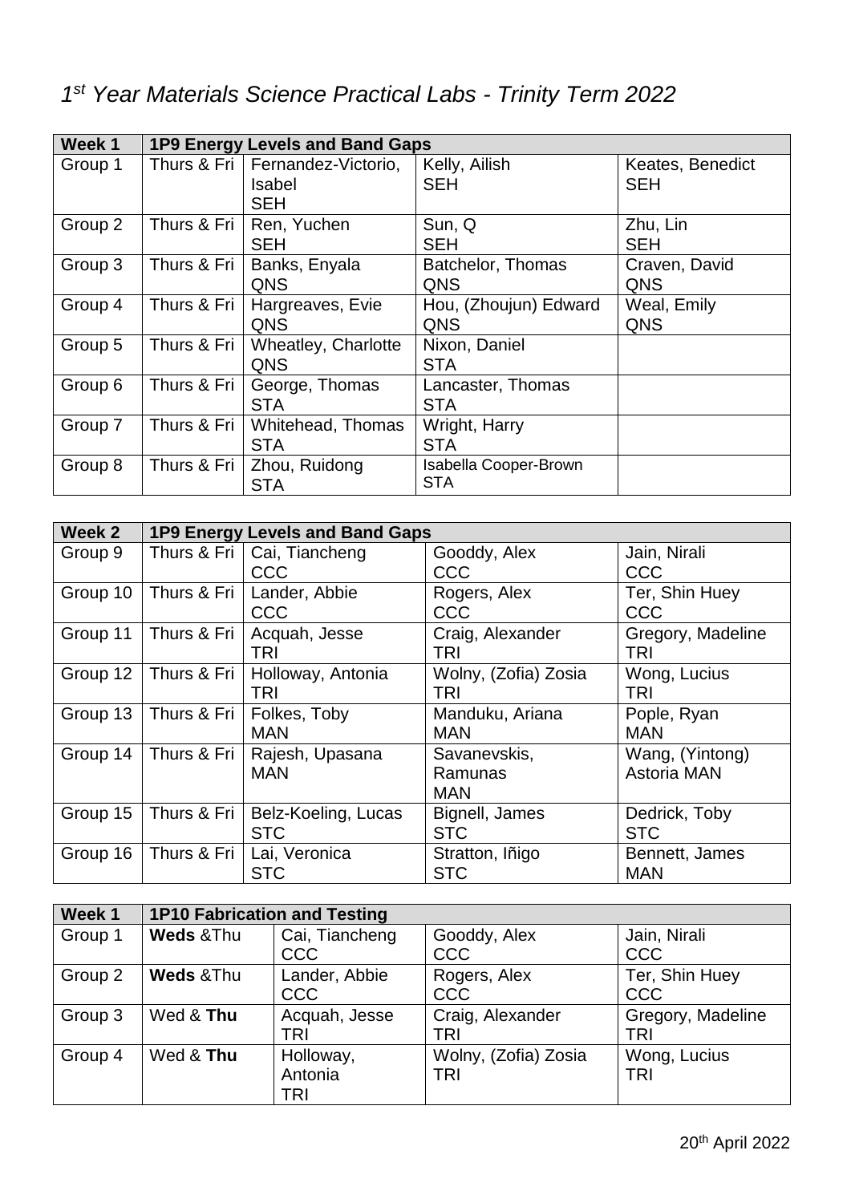# *1st Year Materials Science Practical Labs - Trinity Term 2022*

| Week 1 | 1P9 Energy Levels and Band Gaps | | | |
|---|---|---|---|---|
| Group 1 | Thurs & Fri | Fernandez-Victorio, Isabel SEH | Kelly, Ailish SEH | Keates, Benedict SEH |
| Group 2 | Thurs & Fri | Ren, Yuchen SEH | Sun, Q SEH | Zhu, Lin SEH |
| Group 3 | Thurs & Fri | Banks, Enyala QNS | Batchelor, Thomas QNS | Craven, David QNS |
| Group 4 | Thurs & Fri | Hargreaves, Evie QNS | Hou, (Zhoujun) Edward QNS | Weal, Emily QNS |
| Group 5 | Thurs & Fri | Wheatley, Charlotte QNS | Nixon, Daniel STA | |
| Group 6 | Thurs & Fri | George, Thomas STA | Lancaster, Thomas STA | |
| Group 7 | Thurs & Fri | Whitehead, Thomas STA | Wright, Harry STA | |
| Group 8 | Thurs & Fri | Zhou, Ruidong STA | Isabella Cooper-Brown STA | |

| Week 2 | 1P9 Energy Levels and Band Gaps | | | |
|---|---|---|---|---|
| Group 9 | Thurs & Fri | Cai, Tiancheng CCC | Gooddy, Alex CCC | Jain, Nirali CCC |
| Group 10 | Thurs & Fri | Lander, Abbie CCC | Rogers, Alex CCC | Ter, Shin Huey CCC |
| Group 11 | Thurs & Fri | Acquah, Jesse TRI | Craig, Alexander TRI | Gregory, Madeline TRI |
| Group 12 | Thurs & Fri | Holloway, Antonia TRI | Wolny, (Zofia) Zosia TRI | Wong, Lucius TRI |
| Group 13 | Thurs & Fri | Folkes, Toby MAN | Manduku, Ariana MAN | Pople, Ryan MAN |
| Group 14 | Thurs & Fri | Rajesh, Upasana MAN | Savanevskis, Ramunas MAN | Wang, (Yintong) Astoria MAN |
| Group 15 | Thurs & Fri | Belz-Koeling, Lucas STC | Bignell, James STC | Dedrick, Toby STC |
| Group 16 | Thurs & Fri | Lai, Veronica STC | Stratton, Iñigo STC | Bennett, James MAN |

| Week 1 | 1P10 Fabrication and Testing | | | |
|---|---|---|---|---|
| Group 1 | **Weds** &Thu | Cai, Tiancheng CCC | Gooddy, Alex CCC | Jain, Nirali CCC |
| Group 2 | **Weds** &Thu | Lander, Abbie CCC | Rogers, Alex CCC | Ter, Shin Huey CCC |
| Group 3 | Wed & **Thu** | Acquah, Jesse TRI | Craig, Alexander TRI | Gregory, Madeline TRI |
| Group 4 | Wed & **Thu** | Holloway, Antonia TRI | Wolny, (Zofia) Zosia TRI | Wong, Lucius TRI |

20th April 2022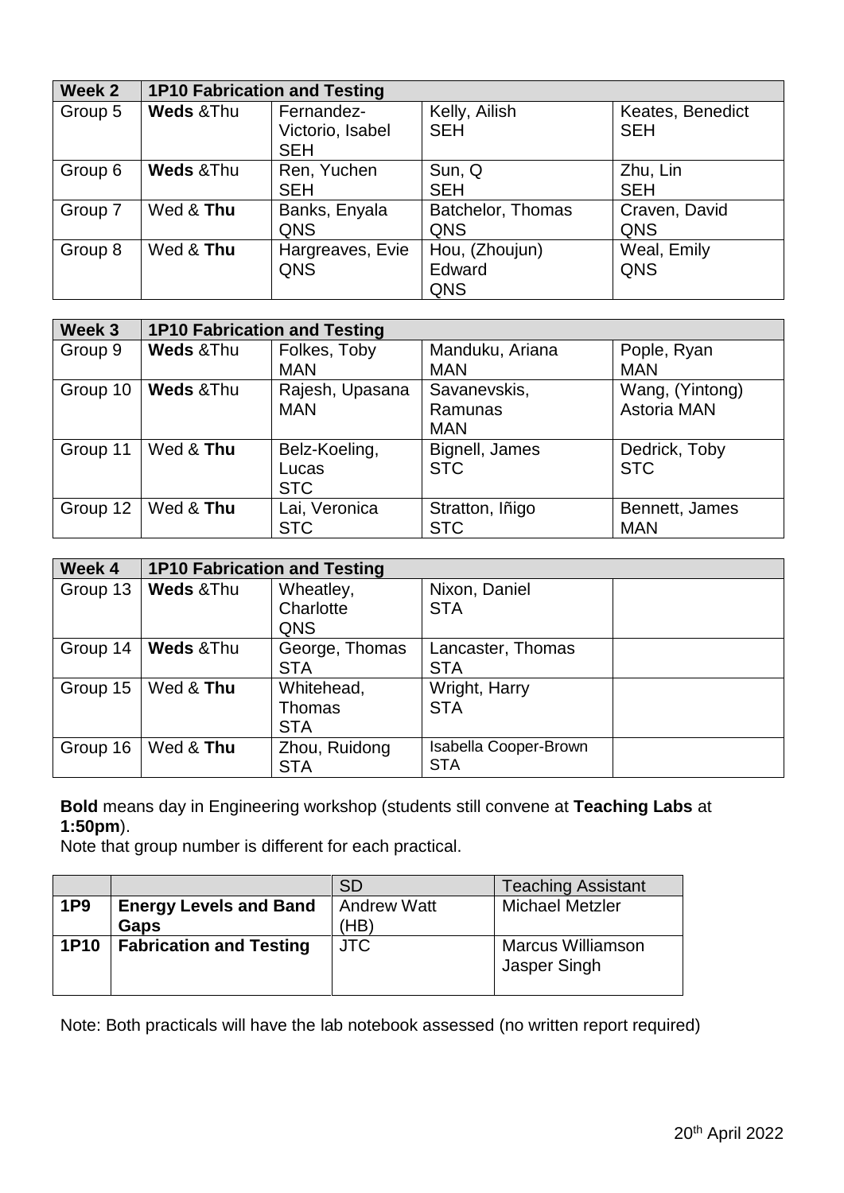| Week 2 | 1P10 Fabrication and Testing | | | |
|---|---|---|---|---|
| Group 5 | **Weds** &Thu | Fernandez-Victorio, Isabel SEH | Kelly, Ailish SEH | Keates, Benedict SEH |
| Group 6 | **Weds** &Thu | Ren, Yuchen SEH | Sun, Q SEH | Zhu, Lin SEH |
| Group 7 | Wed & **Thu** | Banks, Enyala QNS | Batchelor, Thomas QNS | Craven, David QNS |
| Group 8 | Wed & **Thu** | Hargreaves, Evie QNS | Hou, (Zhoujun) Edward QNS | Weal, Emily QNS |

| Week 3 | 1P10 Fabrication and Testing | | | |
|---|---|---|---|---|
| Group 9 | **Weds** &Thu | Folkes, Toby MAN | Manduku, Ariana MAN | Pople, Ryan MAN |
| Group 10 | **Weds** &Thu | Rajesh, Upasana MAN | Savanevskis, Ramunas MAN | Wang, (Yintong) Astoria MAN |
| Group 11 | Wed & **Thu** | Belz-Koeling, Lucas STC | Bignell, James STC | Dedrick, Toby STC |
| Group 12 | Wed & **Thu** | Lai, Veronica STC | Stratton, Iñigo STC | Bennett, James MAN |

| Week 4 | 1P10 Fabrication and Testing | | | |
|---|---|---|---|---|
| Group 13 | **Weds** &Thu | Wheatley, Charlotte QNS | Nixon, Daniel STA | |
| Group 14 | **Weds** &Thu | George, Thomas STA | Lancaster, Thomas STA | |
| Group 15 | Wed & **Thu** | Whitehead, Thomas STA | Wright, Harry STA | |
| Group 16 | Wed & **Thu** | Zhou, Ruidong STA | Isabella Cooper-Brown STA | |

**Bold** means day in Engineering workshop (students still convene at **Teaching Labs** at **1:50pm**).
Note that group number is different for each practical.

| | | SD | Teaching Assistant |
|---|---|---|---|
| **1P9** | **Energy Levels and Band Gaps** | Andrew Watt (HB) | Michael Metzler |
| **1P10** | **Fabrication and Testing** | JTC | Marcus Williamson Jasper Singh |

Note: Both practicals will have the lab notebook assessed (no written report required)

20th April 2022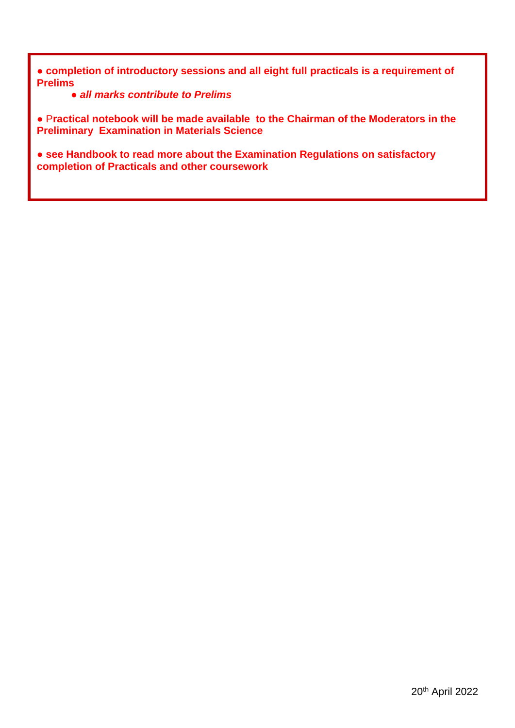- **completion of introductory sessions and all eight full practicals is a requirement of Prelims**
    - ***all marks contribute to Prelims***

- **Practical notebook will be made available to the Chairman of the Moderators in the Preliminary Examination in Materials Science**

- **see Handbook to read more about the Examination Regulations on satisfactory completion of Practicals and other coursework**

20th April 2022